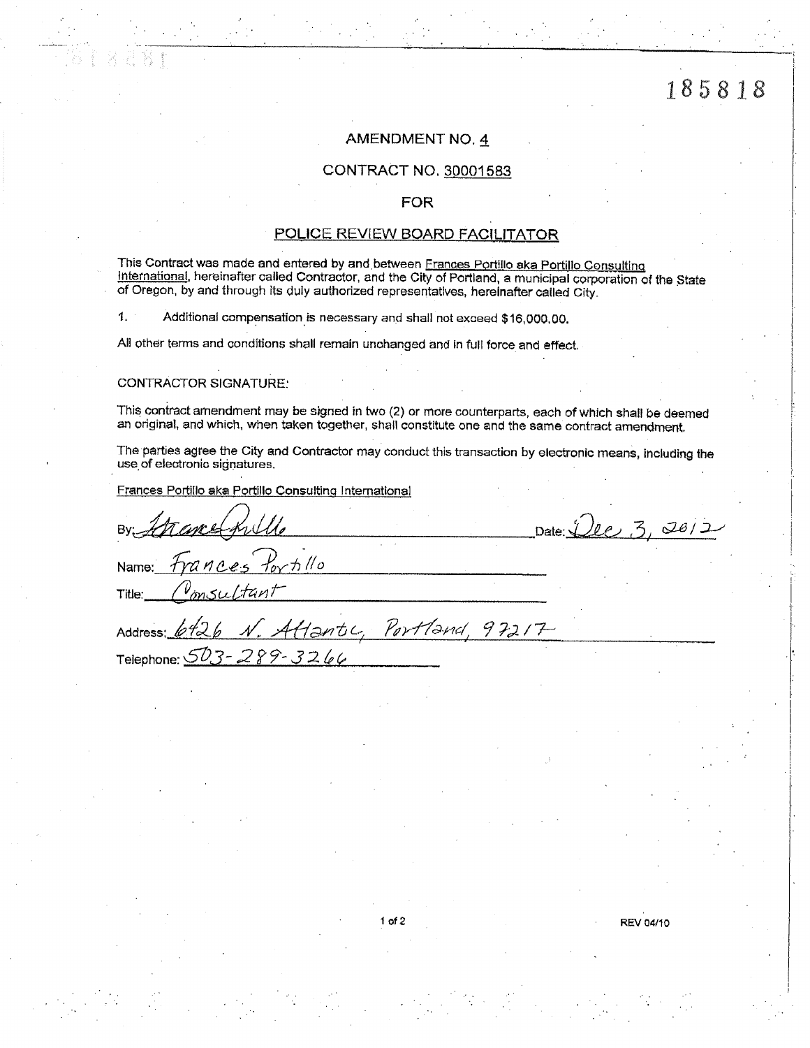185818

## AMENDMENT NO. 4

## CONTRACT NO. 30001583

## FOR

## POLICE REVIEW BOARD FACILITATOR

This Contract was made and entered by and between Frances Portillo aka Portillo Consulting International, hereinafter called Contractor, and the City of Portland, a municipal corporation of the State of Oregon, by and through its duly authorized representatives, hereinafter called City.

1. Additional compensation is necessary and shall not exceed $16,000.00.

All other terms and conditions shall remain unchanged and in full force and effect.

CONTRACTOR SIGNATURE:

This contract amendment may be signed in two (2) or more counterparts, each of which shall be deemed an original, and which, when taken together, shall constitute one and the same contract amendment.

The parties agree the City and Contractor may conduct this transaction by electronic means, including the use of electronic signatures.

Frances Portillo aka Portillo Consulting International

By: *Frances Portillo* Date: Dec 3, 2012

Name: Frances Portillo

Title: Consultant

Address: 6426 N. Atlantic, Portland, 97217

Telephone: 503-289-3266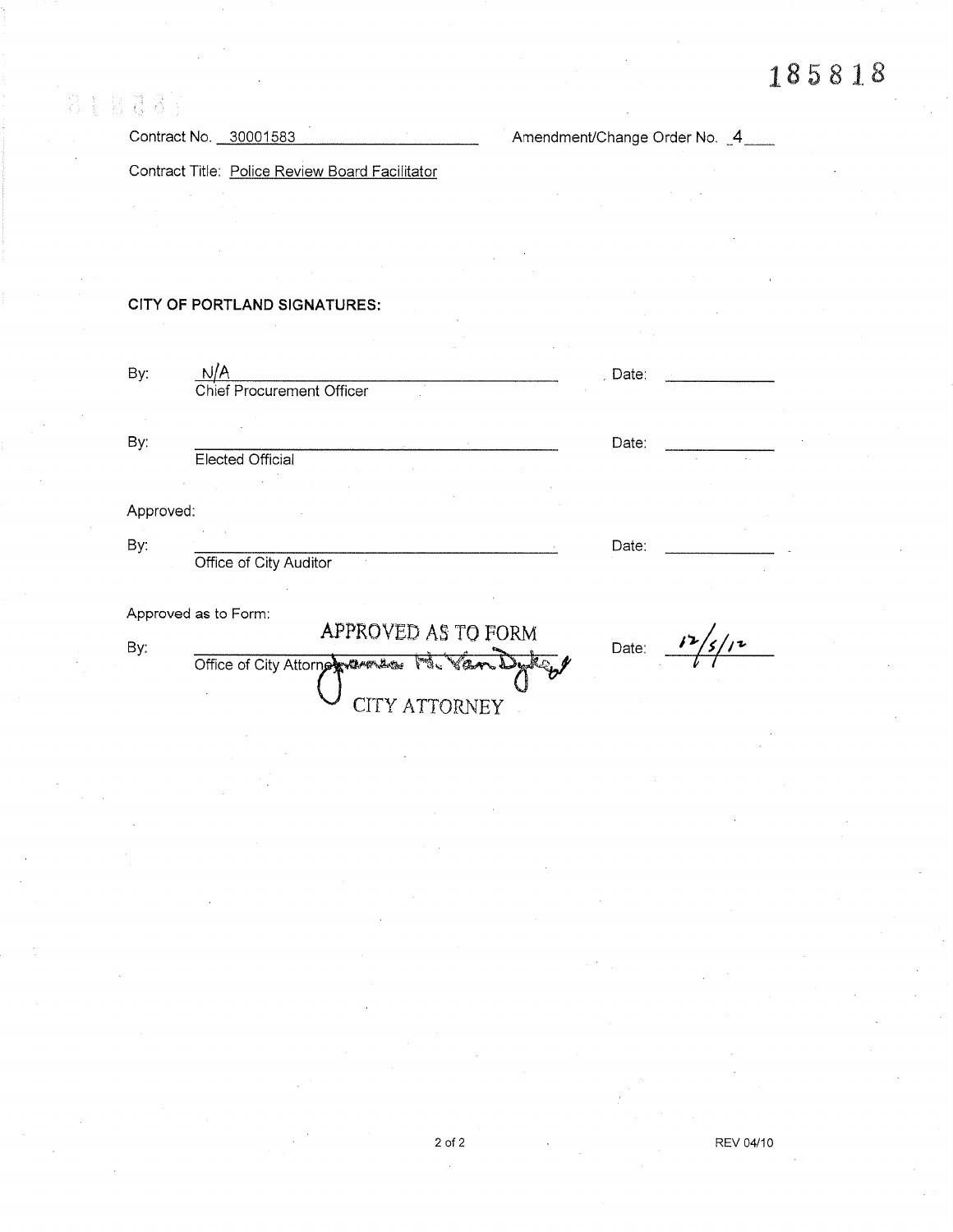185818

Contract No. 30001583 Amendment/Change Order No. 4

Contract Title: Police Review Board Facilitator

**CITY OF PORTLAND SIGNATURES:**

By: N/A Date:
Chief Procurement Officer

By: Date:
Elected Official

Approved:

By: Date:
Office of City Auditor

Approved as to Form:

By: APPROVED AS TO FORM Date: 12/5/12
Office of City Attorney James H. Van Dyke
CITY ATTORNEY

REV 04/10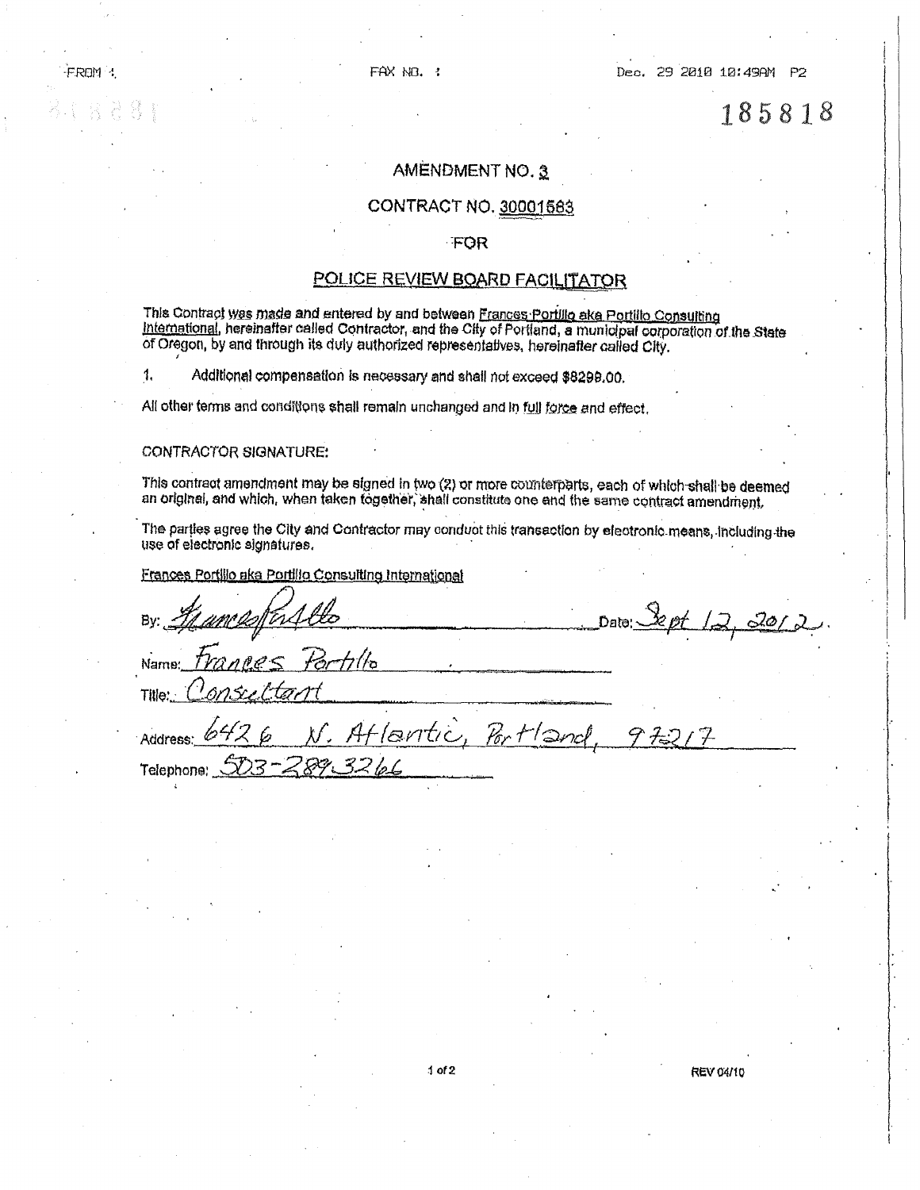185818

# AMENDMENT NO. 3

## CONTRACT NO. 30001583

## FOR

## POLICE REVIEW BOARD FACILITATOR

This Contract was made and entered by and between Frances Portillo aka Portillo Consulting International, hereinafter called Contractor, and the City of Portland, a municipal corporation of the State of Oregon, by and through its duly authorized representatives, hereinafter called City.

1. Additional compensation is necessary and shall not exceed $8299.00.

All other terms and conditions shall remain unchanged and in full force and effect.

CONTRACTOR SIGNATURE:

This contract amendment may be signed in two (2) or more counterparts, each of which shall be deemed an original, and which, when taken together, shall constitute one and the same contract amendment.

The parties agree the City and Contractor may conduct this transaction by electronic means, including the use of electronic signatures.

Frances Portillo aka Portillo Consulting International

By: *Frances Portillo* Date: Sept 12, 2012

Name: Frances Portillo

Title: Consultant

Address: 6426 N. Atlantic, Portland, 97217

Telephone: 503-289-3266

REV 04/10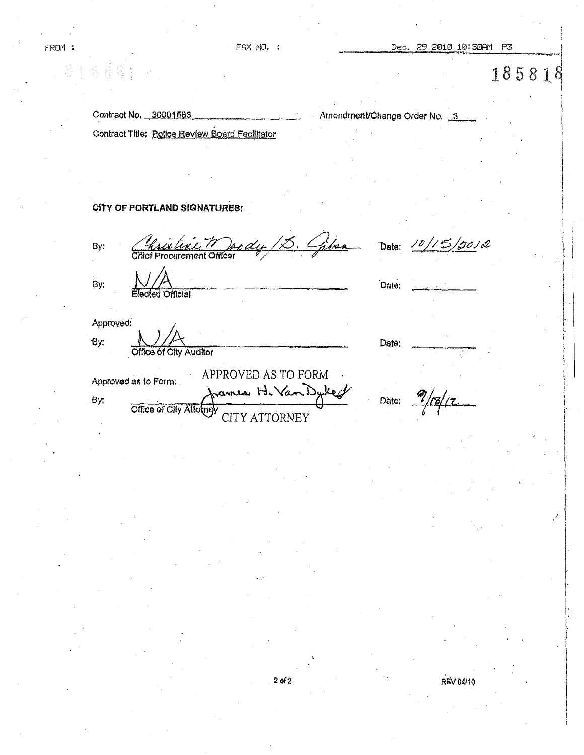FROM : FAX NO. : Dec. 29 2010 10:50AM P3

185818

Contract No. 30001583 Amendment/Change Order No. 3

Contract Title: Police Review Board Facilitator

**CITY OF PORTLAND SIGNATURES:**

By: Christine Moody / D. Gibson Date: 10/15/2012
Chief Procurement Officer

By: N/A Date: ________
Elected Official

Approved:

By: N/A Date: ________
Office of City Auditor

Approved as to Form: APPROVED AS TO FORM

By: James H. Van Dyke Date: 9/18/12
Office of City Attorney CITY ATTORNEY

REV 04/10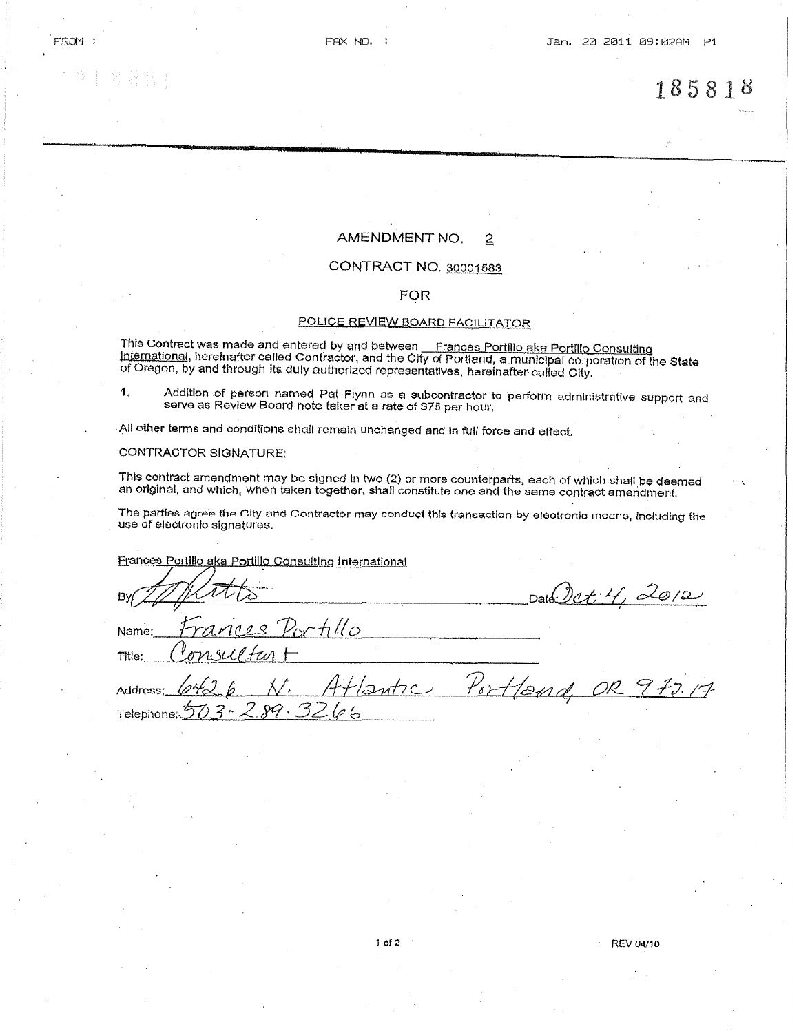185818

# AMENDMENT NO. 2

## CONTRACT NO. 30001583

## FOR

## POLICE REVIEW BOARD FACILITATOR

This Contract was made and entered by and between Frances Portillo aka Portillo Consulting International, hereinafter called Contractor, and the City of Portland, a municipal corporation of the State of Oregon, by and through its duly authorized representatives, hereinafter called City.

1. Addition of person named Pat Flynn as a subcontractor to perform administrative support and serve as Review Board note taker at a rate of $75 per hour.

All other terms and conditions shall remain unchanged and in full force and effect.

CONTRACTOR SIGNATURE:

This contract amendment may be signed in two (2) or more counterparts, each of which shall be deemed an original, and which, when taken together, shall constitute one and the same contract amendment.

The parties agree the City and Contractor may conduct this transaction by electronic means, including the use of electronic signatures.

Frances Portillo aka Portillo Consulting International

By: [signature] Date: Oct. 4, 2012

Name: Frances Portillo

Title: Consultant

Address: 6426 N. Atlantic Portland, OR 97217

Telephone: 503-289-3266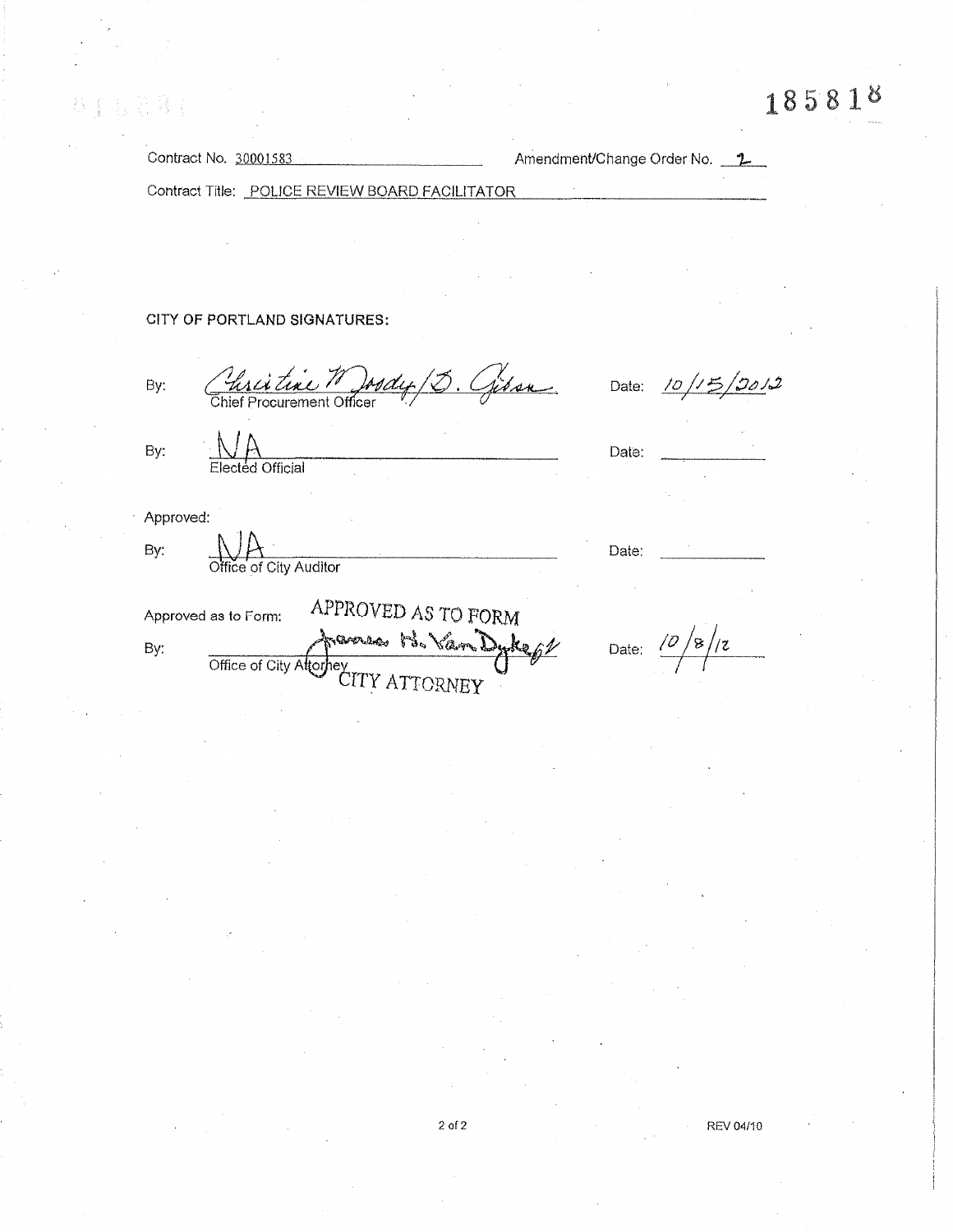185818

Contract No. 30001583 Amendment/Change Order No. 2

Contract Title: POLICE REVIEW BOARD FACILITATOR

**CITY OF PORTLAND SIGNATURES:**

By: *Christine Moody / D. Gibson* Date: 10/15/2012
Chief Procurement Officer

By: NA Date: ________
Elected Official

Approved:

By: NA Date: ________
Office of City Auditor

Approved as to Form: APPROVED AS TO FORM

By: *James H. Van Dyke* Date: 10/8/12
Office of City Attorney CITY ATTORNEY

REV 04/10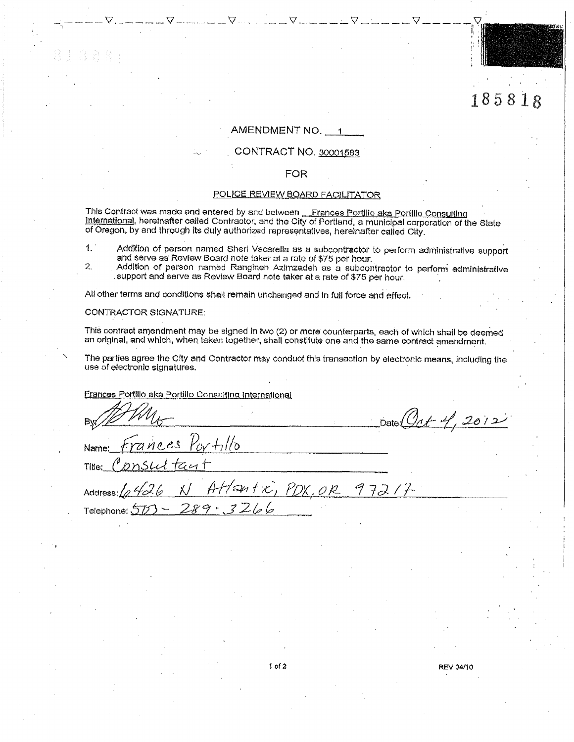185818

AMENDMENT NO. 1

CONTRACT NO. 30001583

FOR

POLICE REVIEW BOARD FACILITATOR

This Contract was made and entered by and between Frances Portillo aka Portillo Consulting International, hereinafter called Contractor, and the City of Portland, a municipal corporation of the State of Oregon, by and through its duly authorized representatives, hereinafter called City.

1. Addition of person named Sheri Vacarella as a subcontractor to perform administrative support and serve as Review Board note taker at a rate of $75 per hour.
2. Addition of person named Ranginеh Azimzadeh as a subcontractor to perform administrative support and serve as Review Board note taker at a rate of $75 per hour.

All other terms and conditions shall remain unchanged and in full force and effect.

CONTRACTOR SIGNATURE:

This contract amendment may be signed in two (2) or more counterparts, each of which shall be deemed an original, and which, when taken together, shall constitute one and the same contract amendment.

The parties agree the City and Contractor may conduct this transaction by electronic means, including the use of electronic signatures.

Frances Portillo aka Portillo Consulting International

By: [signature] Date: Oct 4, 2012

Name: Frances Portillo

Title: Consultant

Address: 6426 N Atlantic, PDX, OR 97217

Telephone: 503 - 289 - 3266

REV 04/10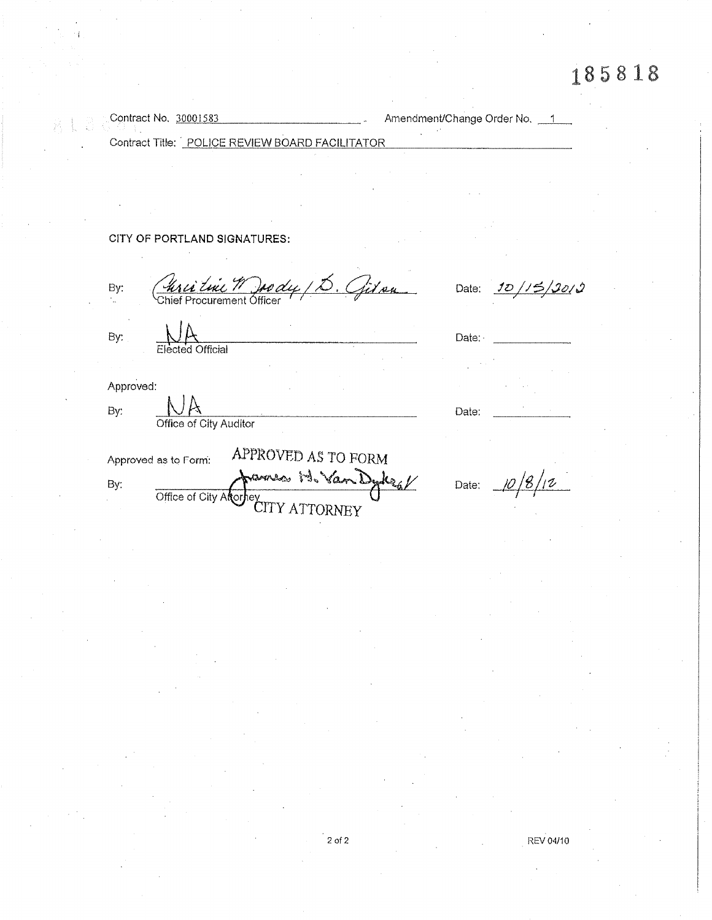185818

Contract No. 30001583 Amendment/Change Order No. 1

Contract Title: POLICE REVIEW BOARD FACILITATOR

**CITY OF PORTLAND SIGNATURES:**

By: Christine W. Moody / D. Gibson Date: 10/15/2012
Chief Procurement Officer

By: NA Date: 
Elected Official

Approved:

By: NA Date: 
Office of City Auditor

Approved as to Form: APPROVED AS TO FORM

By: James H. Van Dyke Date: 10/8/12
Office of City Attorney CITY ATTORNEY

REV 04/10